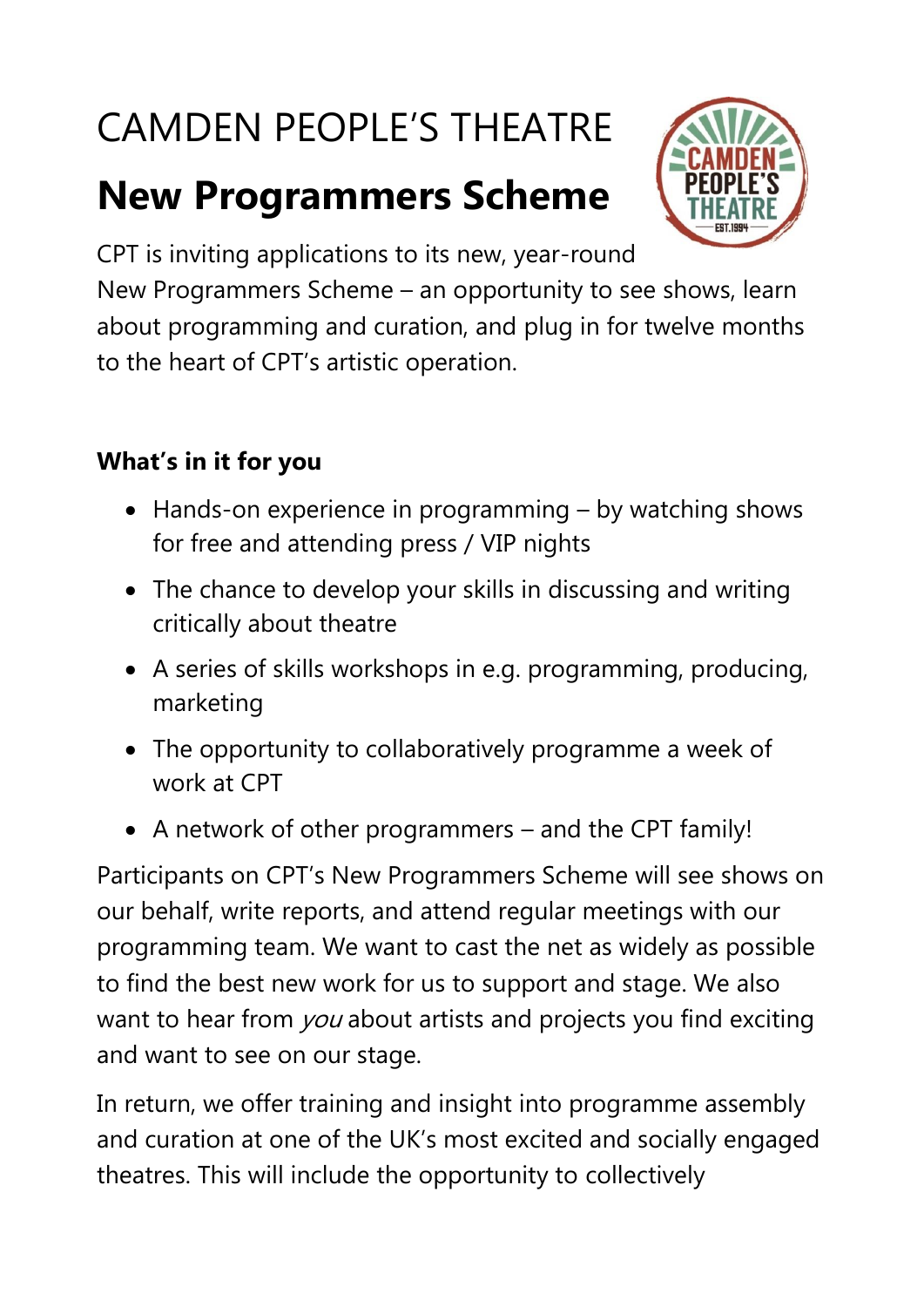# CAMDEN PEOPLE'S THEATRE

## New Programmers Scheme

CPT is inviting applications to its new, year-round New Programmers Scheme – an opportunity to see shows, learn about programming and curation, and plug in for twelve months to the heart of CPT's artistic operation.

**What's in it for you**

- Hands-on experience in programming – by watching shows for free and attending press / VIP nights
- The chance to develop your skills in discussing and writing critically about theatre
- A series of skills workshops in e.g. programming, producing, marketing
- The opportunity to collaboratively programme a week of work at CPT
- A network of other programmers – and the CPT family!

Participants on CPT's New Programmers Scheme will see shows on our behalf, write reports, and attend regular meetings with our programming team. We want to cast the net as widely as possible to find the best new work for us to support and stage. We also want to hear from *you* about artists and projects you find exciting and want to see on our stage.

In return, we offer training and insight into programme assembly and curation at one of the UK's most excited and socially engaged theatres. This will include the opportunity to collectively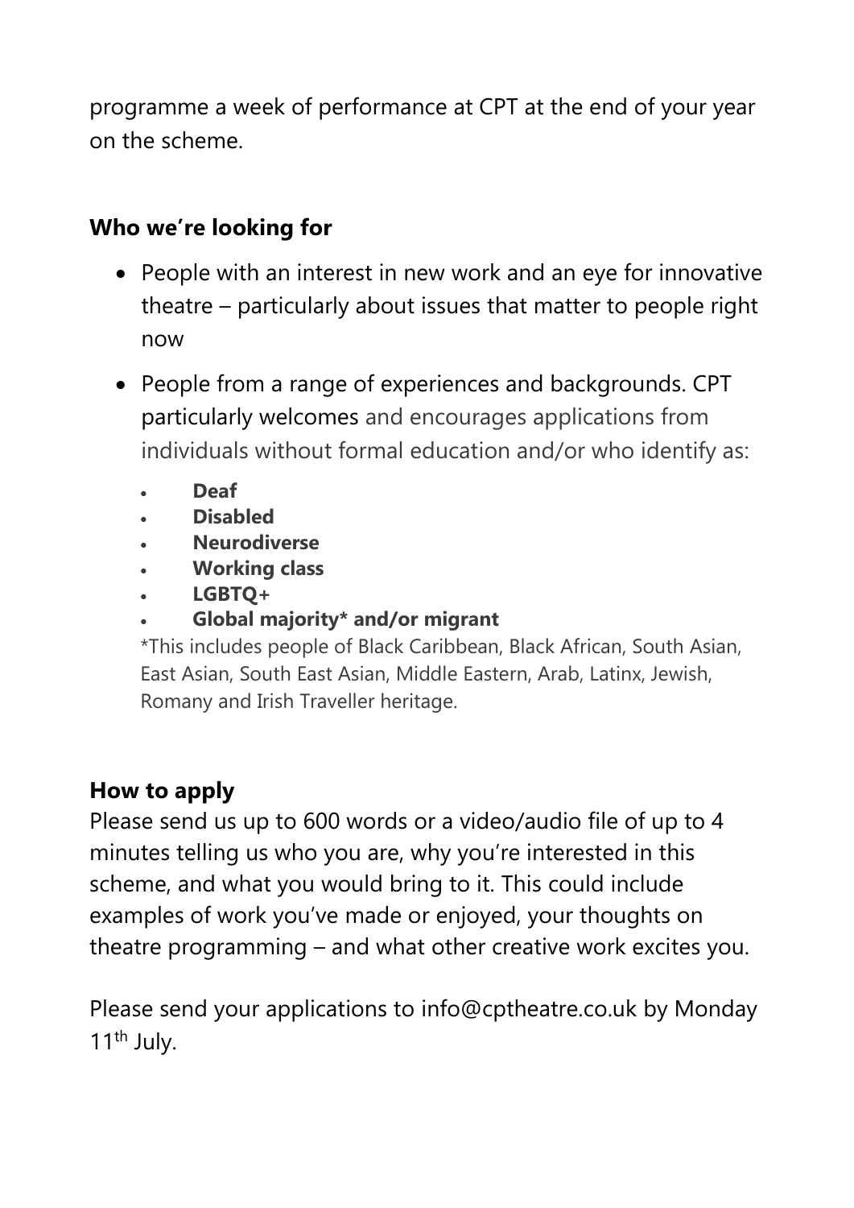programme a week of performance at CPT at the end of your year on the scheme.

**Who we're looking for**

- People with an interest in new work and an eye for innovative theatre – particularly about issues that matter to people right now
- People from a range of experiences and backgrounds. CPT particularly welcomes and encourages applications from individuals without formal education and/or who identify as:
  - **Deaf**
  - **Disabled**
  - **Neurodiverse**
  - **Working class**
  - **LGBTQ+**
  - **Global majority* and/or migrant**

  *This includes people of Black Caribbean, Black African, South Asian, East Asian, South East Asian, Middle Eastern, Arab, Latinx, Jewish, Romany and Irish Traveller heritage.

**How to apply**

Please send us up to 600 words or a video/audio file of up to 4 minutes telling us who you are, why you're interested in this scheme, and what you would bring to it. This could include examples of work you've made or enjoyed, your thoughts on theatre programming – and what other creative work excites you.

Please send your applications to info@cptheatre.co.uk by Monday 11th July.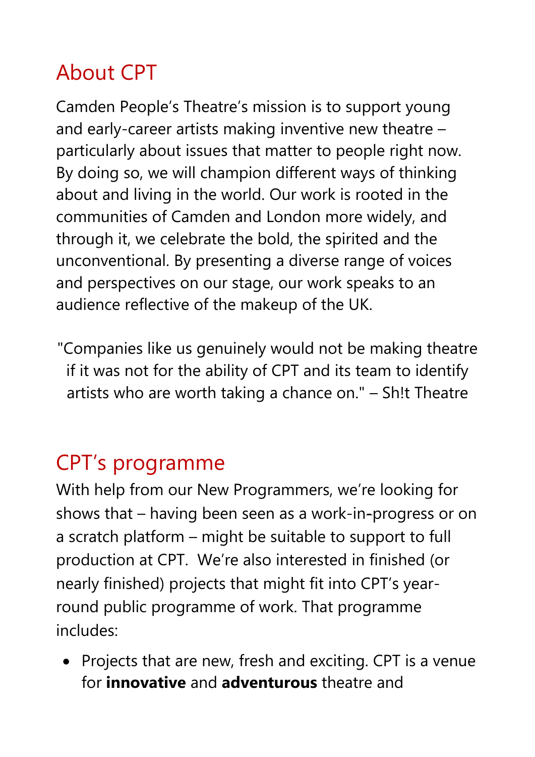## About CPT

Camden People's Theatre's mission is to support young and early-career artists making inventive new theatre – particularly about issues that matter to people right now. By doing so, we will champion different ways of thinking about and living in the world. Our work is rooted in the communities of Camden and London more widely, and through it, we celebrate the bold, the spirited and the unconventional. By presenting a diverse range of voices and perspectives on our stage, our work speaks to an audience reflective of the makeup of the UK.

> "Companies like us genuinely would not be making theatre if it was not for the ability of CPT and its team to identify artists who are worth taking a chance on." – Sh!t Theatre

## CPT's programme

With help from our New Programmers, we're looking for shows that – having been seen as a work-in-progress or on a scratch platform – might be suitable to support to full production at CPT. We're also interested in finished (or nearly finished) projects that might fit into CPT's year-round public programme of work. That programme includes:

- Projects that are new, fresh and exciting. CPT is a venue for **innovative** and **adventurous** theatre and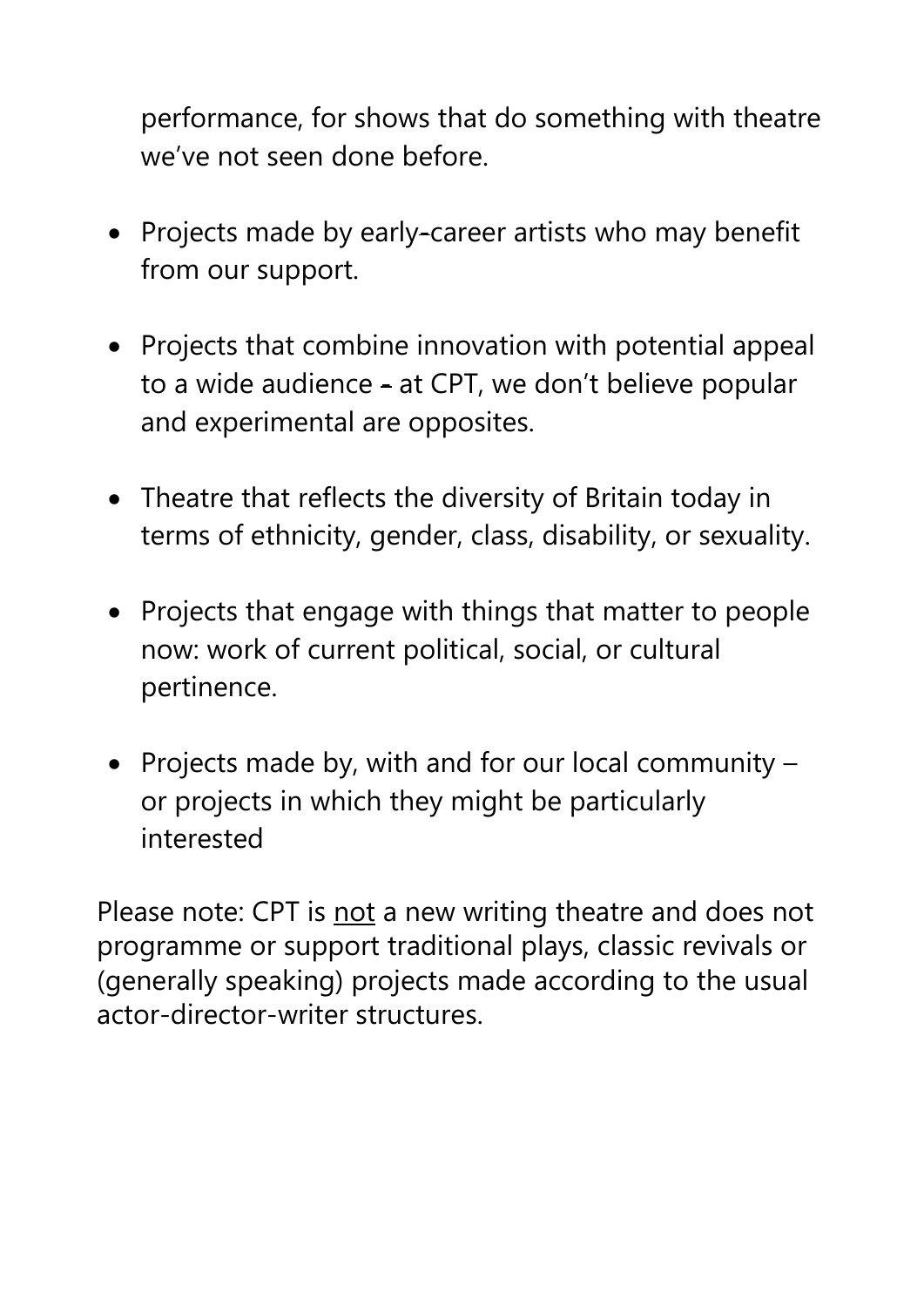performance, for shows that do something with theatre we've not seen done before.

- Projects made by early-career artists who may benefit from our support.
- Projects that combine innovation with potential appeal to a wide audience - at CPT, we don't believe popular and experimental are opposites.
- Theatre that reflects the diversity of Britain today in terms of ethnicity, gender, class, disability, or sexuality.
- Projects that engage with things that matter to people now: work of current political, social, or cultural pertinence.
- Projects made by, with and for our local community – or projects in which they might be particularly interested

Please note: CPT is <u>not</u> a new writing theatre and does not programme or support traditional plays, classic revivals or (generally speaking) projects made according to the usual actor-director-writer structures.